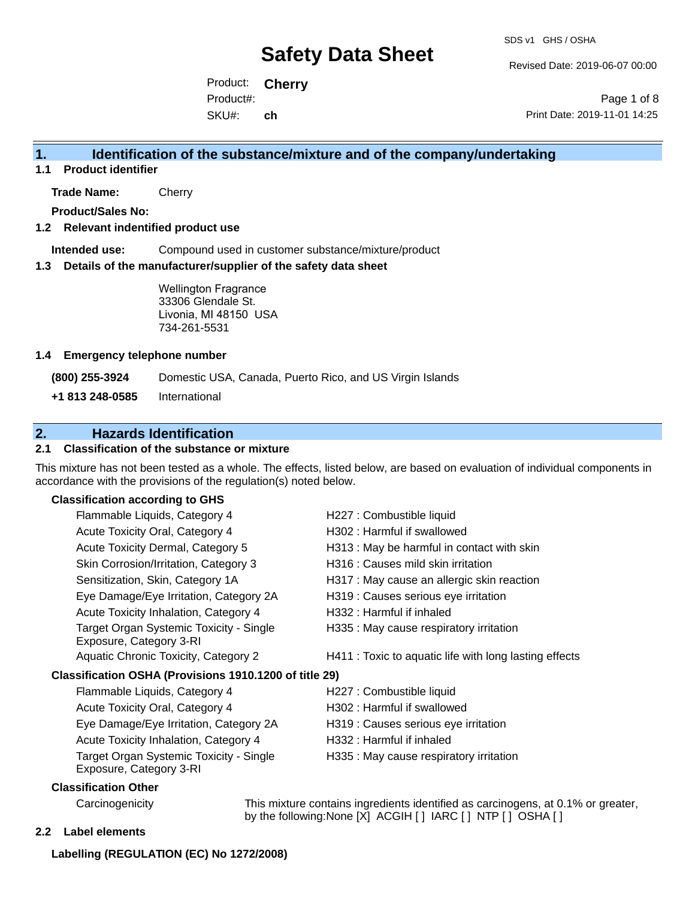# Safety Data Sheet

SDS v1 GHS / OSHA

Revised Date: 2019-06-07 00:00

Product: **Cherry**

Product#:

SKU#: **ch**

Print Date: 2019-11-01 14:25

## 1. Identification of the substance/mixture and of the company/undertaking

### 1.1 Product identifier

**Trade Name:** Cherry

**Product/Sales No:**

### 1.2 Relevant indentified product use

**Intended use:** Compound used in customer substance/mixture/product

### 1.3 Details of the manufacturer/supplier of the safety data sheet

Wellington Fragrance
33306 Glendale St.
Livonia, MI 48150 USA
734-261-5531

### 1.4 Emergency telephone number

**(800) 255-3924** Domestic USA, Canada, Puerto Rico, and US Virgin Islands

**+1 813 248-0585** International

## 2. Hazards Identification

### 2.1 Classification of the substance or mixture

This mixture has not been tested as a whole. The effects, listed below, are based on evaluation of individual components in accordance with the provisions of the regulation(s) noted below.

**Classification according to GHS**

| | |
|---|---|
| Flammable Liquids, Category 4 | H227 : Combustible liquid |
| Acute Toxicity Oral, Category 4 | H302 : Harmful if swallowed |
| Acute Toxicity Dermal, Category 5 | H313 : May be harmful in contact with skin |
| Skin Corrosion/Irritation, Category 3 | H316 : Causes mild skin irritation |
| Sensitization, Skin, Category 1A | H317 : May cause an allergic skin reaction |
| Eye Damage/Eye Irritation, Category 2A | H319 : Causes serious eye irritation |
| Acute Toxicity Inhalation, Category 4 | H332 : Harmful if inhaled |
| Target Organ Systemic Toxicity - Single Exposure, Category 3-RI | H335 : May cause respiratory irritation |
| Aquatic Chronic Toxicity, Category 2 | H411 : Toxic to aquatic life with long lasting effects |

**Classification OSHA (Provisions 1910.1200 of title 29)**

| | |
|---|---|
| Flammable Liquids, Category 4 | H227 : Combustible liquid |
| Acute Toxicity Oral, Category 4 | H302 : Harmful if swallowed |
| Eye Damage/Eye Irritation, Category 2A | H319 : Causes serious eye irritation |
| Acute Toxicity Inhalation, Category 4 | H332 : Harmful if inhaled |
| Target Organ Systemic Toxicity - Single Exposure, Category 3-RI | H335 : May cause respiratory irritation |

**Classification Other**

Carcinogenicity: This mixture contains ingredients identified as carcinogens, at 0.1% or greater, by the following:None [X] ACGIH [ ] IARC [ ] NTP [ ] OSHA [ ]

### 2.2 Label elements

**Labelling (REGULATION (EC) No 1272/2008)**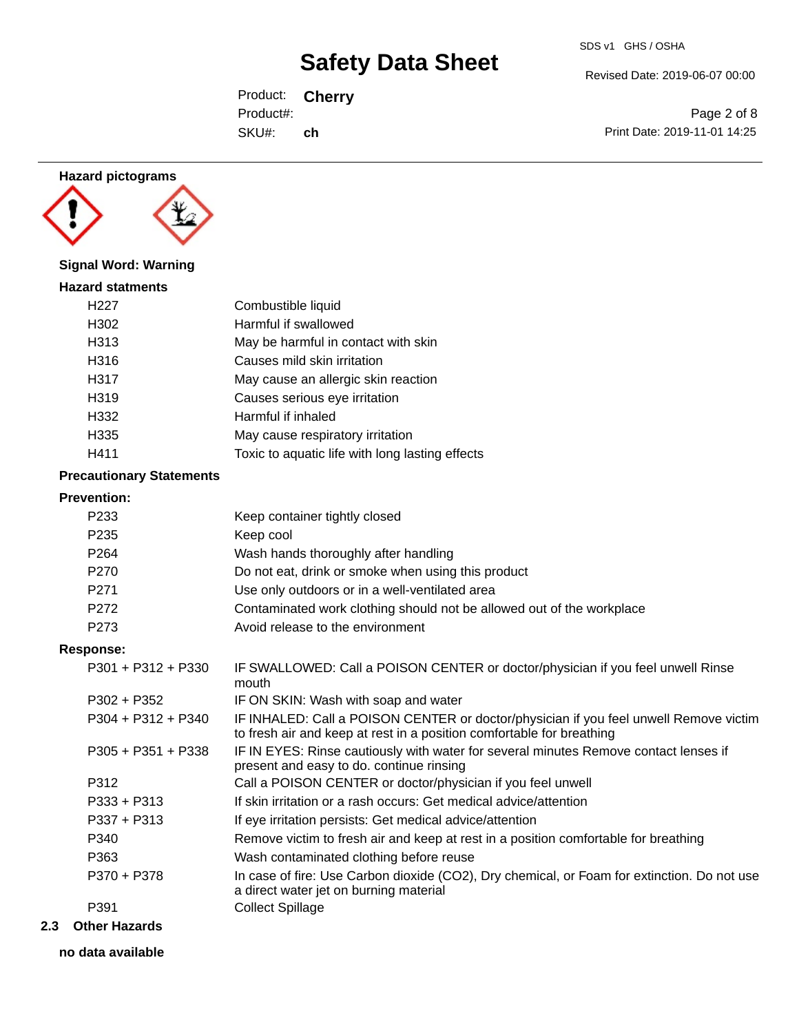### Hazard pictograms

**Signal Word: Warning**

### Hazard statments

| | |
|---|---|
| H227 | Combustible liquid |
| H302 | Harmful if swallowed |
| H313 | May be harmful in contact with skin |
| H316 | Causes mild skin irritation |
| H317 | May cause an allergic skin reaction |
| H319 | Causes serious eye irritation |
| H332 | Harmful if inhaled |
| H335 | May cause respiratory irritation |
| H411 | Toxic to aquatic life with long lasting effects |

### Precautionary Statements

#### Prevention:

| | |
|---|---|
| P233 | Keep container tightly closed |
| P235 | Keep cool |
| P264 | Wash hands thoroughly after handling |
| P270 | Do not eat, drink or smoke when using this product |
| P271 | Use only outdoors or in a well-ventilated area |
| P272 | Contaminated work clothing should not be allowed out of the workplace |
| P273 | Avoid release to the environment |

#### Response:

| | |
|---|---|
| P301 + P312 + P330 | IF SWALLOWED: Call a POISON CENTER or doctor/physician if you feel unwell Rinse mouth |
| P302 + P352 | IF ON SKIN: Wash with soap and water |
| P304 + P312 + P340 | IF INHALED: Call a POISON CENTER or doctor/physician if you feel unwell Remove victim to fresh air and keep at rest in a position comfortable for breathing |
| P305 + P351 + P338 | IF IN EYES: Rinse cautiously with water for several minutes Remove contact lenses if present and easy to do. continue rinsing |
| P312 | Call a POISON CENTER or doctor/physician if you feel unwell |
| P333 + P313 | If skin irritation or a rash occurs: Get medical advice/attention |
| P337 + P313 | If eye irritation persists: Get medical advice/attention |
| P340 | Remove victim to fresh air and keep at rest in a position comfortable for breathing |
| P363 | Wash contaminated clothing before reuse |
| P370 + P378 | In case of fire: Use Carbon dioxide ($CO_2$), Dry chemical, or Foam for extinction. Do not use a direct water jet on burning material |
| P391 | Collect Spillage |

## 2.3 Other Hazards

**no data available**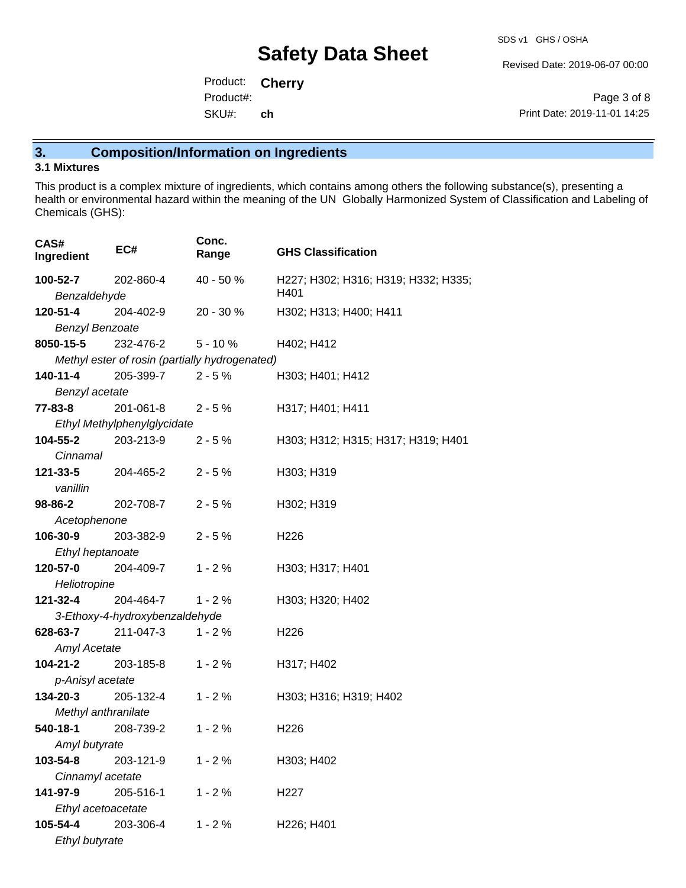## 3. Composition/Information on Ingredients

### 3.1 Mixtures

This product is a complex mixture of ingredients, which contains among others the following substance(s), presenting a health or environmental hazard within the meaning of the UN Globally Harmonized System of Classification and Labeling of Chemicals (GHS):

| CAS# Ingredient | EC# | Conc. Range | GHS Classification |
|---|---|---|---|
| **100-52-7** *Benzaldehyde* | 202-860-4 | 40 - 50 % | H227; H302; H316; H319; H332; H335; H401 |
| **120-51-4** *Benzyl Benzoate* | 204-402-9 | 20 - 30 % | H302; H313; H400; H411 |
| **8050-15-5** *Methyl ester of rosin (partially hydrogenated)* | 232-476-2 | 5 - 10 % | H402; H412 |
| **140-11-4** *Benzyl acetate* | 205-399-7 | 2 - 5 % | H303; H401; H412 |
| **77-83-8** *Ethyl Methylphenylglycidate* | 201-061-8 | 2 - 5 % | H317; H401; H411 |
| **104-55-2** *Cinnamal* | 203-213-9 | 2 - 5 % | H303; H312; H315; H317; H319; H401 |
| **121-33-5** *vanillin* | 204-465-2 | 2 - 5 % | H303; H319 |
| **98-86-2** *Acetophenone* | 202-708-7 | 2 - 5 % | H302; H319 |
| **106-30-9** *Ethyl heptanoate* | 203-382-9 | 2 - 5 % | H226 |
| **120-57-0** *Heliotropine* | 204-409-7 | 1 - 2 % | H303; H317; H401 |
| **121-32-4** *3-Ethoxy-4-hydroxybenzaldehyde* | 204-464-7 | 1 - 2 % | H303; H320; H402 |
| **628-63-7** *Amyl Acetate* | 211-047-3 | 1 - 2 % | H226 |
| **104-21-2** *p-Anisyl acetate* | 203-185-8 | 1 - 2 % | H317; H402 |
| **134-20-3** *Methyl anthranilate* | 205-132-4 | 1 - 2 % | H303; H316; H319; H402 |
| **540-18-1** *Amyl butyrate* | 208-739-2 | 1 - 2 % | H226 |
| **103-54-8** *Cinnamyl acetate* | 203-121-9 | 1 - 2 % | H303; H402 |
| **141-97-9** *Ethyl acetoacetate* | 205-516-1 | 1 - 2 % | H227 |
| **105-54-4** *Ethyl butyrate* | 203-306-4 | 1 - 2 % | H226; H401 |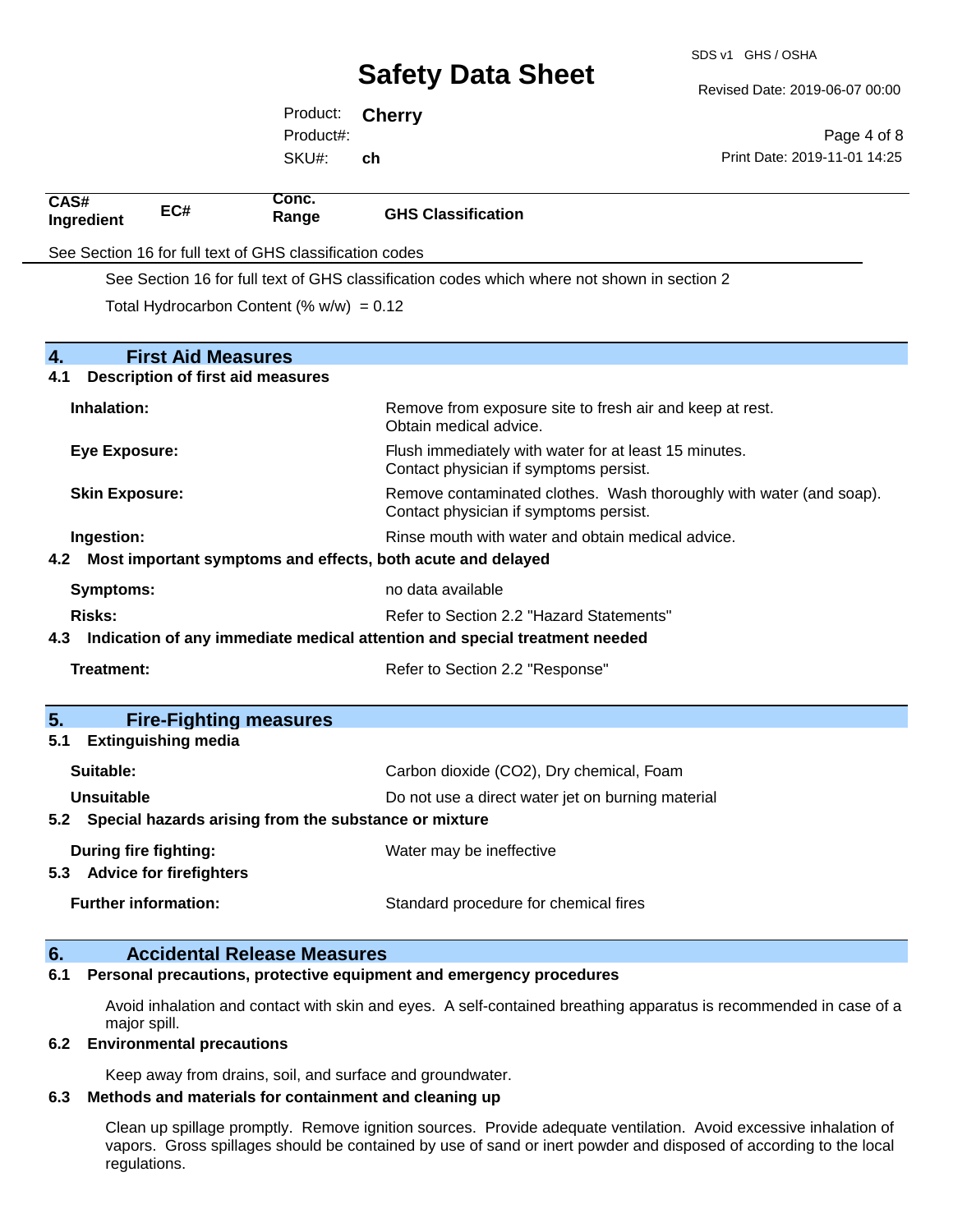| CAS# Ingredient | EC# | Conc. Range | GHS Classification |
|---|---|---|---|

See Section 16 for full text of GHS classification codes

See Section 16 for full text of GHS classification codes which where not shown in section 2

Total Hydrocarbon Content (% w/w) = 0.12

## 4. First Aid Measures

### 4.1 Description of first aid measures

**Inhalation:** Remove from exposure site to fresh air and keep at rest. Obtain medical advice.

**Eye Exposure:** Flush immediately with water for at least 15 minutes. Contact physician if symptoms persist.

**Skin Exposure:** Remove contaminated clothes. Wash thoroughly with water (and soap). Contact physician if symptoms persist.

**Ingestion:** Rinse mouth with water and obtain medical advice.

### 4.2 Most important symptoms and effects, both acute and delayed

**Symptoms:** no data available

**Risks:** Refer to Section 2.2 "Hazard Statements"

### 4.3 Indication of any immediate medical attention and special treatment needed

**Treatment:** Refer to Section 2.2 "Response"

## 5. Fire-Fighting measures

### 5.1 Extinguishing media

**Suitable:** Carbon dioxide ($CO_2$), Dry chemical, Foam

**Unsuitable** Do not use a direct water jet on burning material

### 5.2 Special hazards arising from the substance or mixture

**During fire fighting:** Water may be ineffective

### 5.3 Advice for firefighters

**Further information:** Standard procedure for chemical fires

## 6. Accidental Release Measures

### 6.1 Personal precautions, protective equipment and emergency procedures

Avoid inhalation and contact with skin and eyes. A self-contained breathing apparatus is recommended in case of a major spill.

### 6.2 Environmental precautions

Keep away from drains, soil, and surface and groundwater.

### 6.3 Methods and materials for containment and cleaning up

Clean up spillage promptly. Remove ignition sources. Provide adequate ventilation. Avoid excessive inhalation of vapors. Gross spillages should be contained by use of sand or inert powder and disposed of according to the local regulations.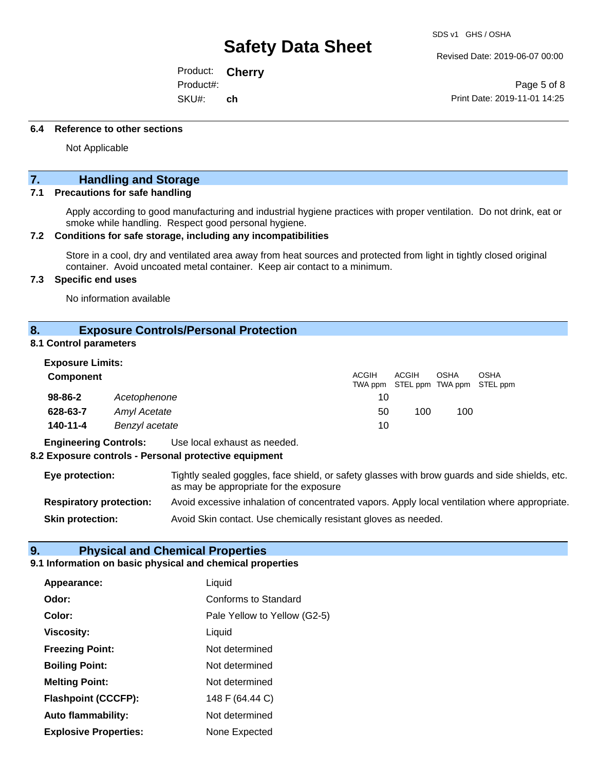### 6.4 Reference to other sections

Not Applicable

## 7. Handling and Storage

### 7.1 Precautions for safe handling

Apply according to good manufacturing and industrial hygiene practices with proper ventilation. Do not drink, eat or smoke while handling. Respect good personal hygiene.

### 7.2 Conditions for safe storage, including any incompatibilities

Store in a cool, dry and ventilated area away from heat sources and protected from light in tightly closed original container. Avoid uncoated metal container. Keep air contact to a minimum.

### 7.3 Specific end uses

No information available

## 8. Exposure Controls/Personal Protection

### 8.1 Control parameters

**Exposure Limits:**

| Component | | ACGIH TWA ppm | ACGIH STEL ppm | OSHA TWA ppm | OSHA STEL ppm |
|---|---|---|---|---|---|
| **98-86-2** | *Acetophenone* | 10 | | | |
| **628-63-7** | *Amyl Acetate* | 50 | 100 | 100 | |
| **140-11-4** | *Benzyl acetate* | 10 | | | |

**Engineering Controls:** Use local exhaust as needed.

### 8.2 Exposure controls - Personal protective equipment

**Eye protection:** Tightly sealed goggles, face shield, or safety glasses with brow guards and side shields, etc. as may be appropriate for the exposure

**Respiratory protection:** Avoid excessive inhalation of concentrated vapors. Apply local ventilation where appropriate.

**Skin protection:** Avoid Skin contact. Use chemically resistant gloves as needed.

## 9. Physical and Chemical Properties

### 9.1 Information on basic physical and chemical properties

**Appearance:** Liquid

**Odor:** Conforms to Standard

**Color:** Pale Yellow to Yellow (G2-5)

**Viscosity:** Liquid

**Freezing Point:** Not determined

**Boiling Point:** Not determined

**Melting Point:** Not determined

**Flashpoint (CCCFP):** 148 F (64.44 C)

**Auto flammability:** Not determined

**Explosive Properties:** None Expected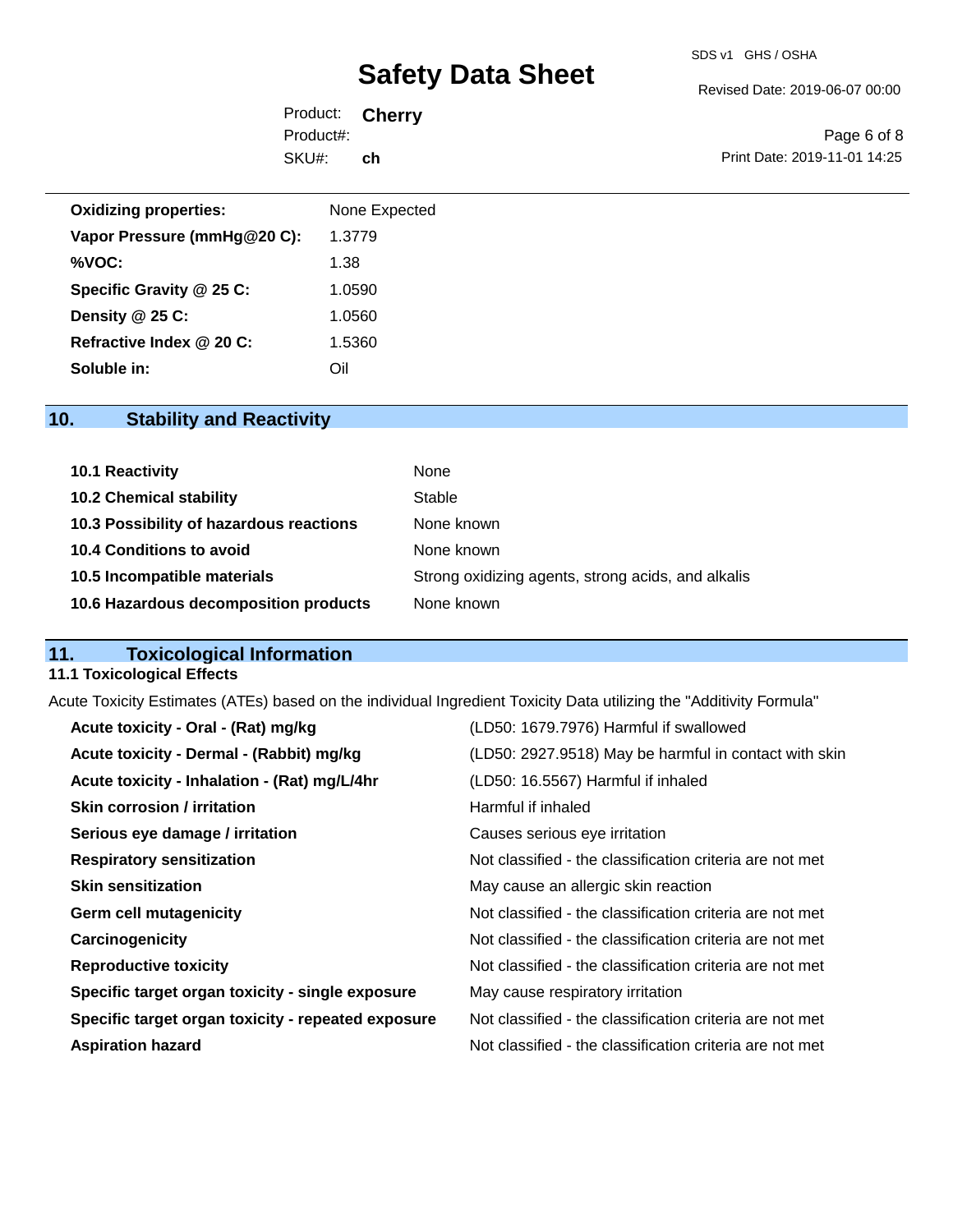| | |
|---|---|
| **Oxidizing properties:** | None Expected |
| **Vapor Pressure (mmHg@20 C):** | 1.3779 |
| **%VOC:** | 1.38 |
| **Specific Gravity @ 25 C:** | 1.0590 |
| **Density @ 25 C:** | 1.0560 |
| **Refractive Index @ 20 C:** | 1.5360 |
| **Soluble in:** | Oil |

## 10. Stability and Reactivity

| | |
|---|---|
| **10.1 Reactivity** | None |
| **10.2 Chemical stability** | Stable |
| **10.3 Possibility of hazardous reactions** | None known |
| **10.4 Conditions to avoid** | None known |
| **10.5 Incompatible materials** | Strong oxidizing agents, strong acids, and alkalis |
| **10.6 Hazardous decomposition products** | None known |

## 11. Toxicological Information

### 11.1 Toxicological Effects

Acute Toxicity Estimates (ATEs) based on the individual Ingredient Toxicity Data utilizing the "Additivity Formula"

| | |
|---|---|
| **Acute toxicity - Oral - (Rat) mg/kg** | (LD50: 1679.7976) Harmful if swallowed |
| **Acute toxicity - Dermal - (Rabbit) mg/kg** | (LD50: 2927.9518) May be harmful in contact with skin |
| **Acute toxicity - Inhalation - (Rat) mg/L/4hr** | (LD50: 16.5567) Harmful if inhaled |
| **Skin corrosion / irritation** | Harmful if inhaled |
| **Serious eye damage / irritation** | Causes serious eye irritation |
| **Respiratory sensitization** | Not classified - the classification criteria are not met |
| **Skin sensitization** | May cause an allergic skin reaction |
| **Germ cell mutagenicity** | Not classified - the classification criteria are not met |
| **Carcinogenicity** | Not classified - the classification criteria are not met |
| **Reproductive toxicity** | Not classified - the classification criteria are not met |
| **Specific target organ toxicity - single exposure** | May cause respiratory irritation |
| **Specific target organ toxicity - repeated exposure** | Not classified - the classification criteria are not met |
| **Aspiration hazard** | Not classified - the classification criteria are not met |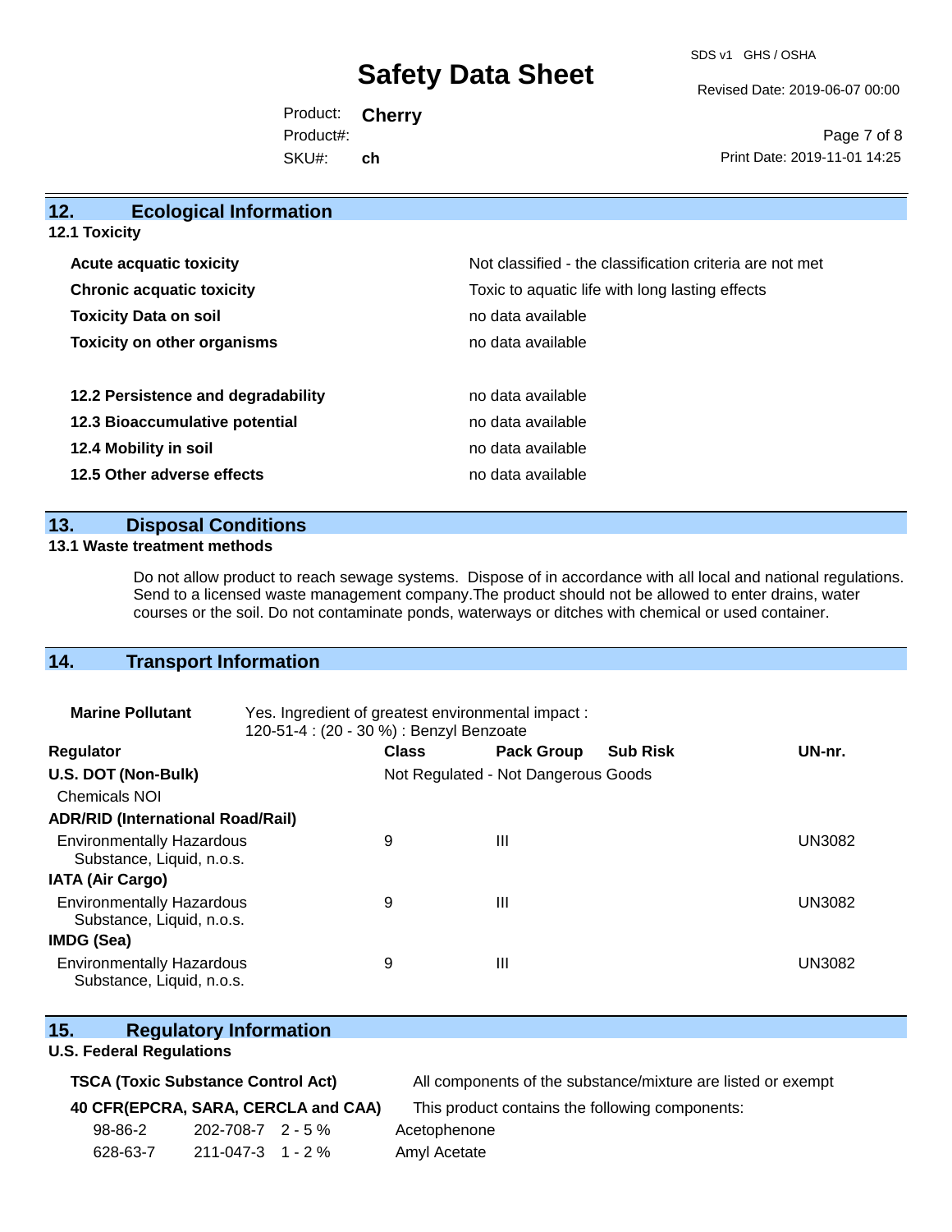## 12. Ecological Information

### 12.1 Toxicity

| | |
|---|---|
| **Acute acquatic toxicity** | Not classified - the classification criteria are not met |
| **Chronic acquatic toxicity** | Toxic to aquatic life with long lasting effects |
| **Toxicity Data on soil** | no data available |
| **Toxicity on other organisms** | no data available |
| | |
| **12.2 Persistence and degradability** | no data available |
| **12.3 Bioaccumulative potential** | no data available |
| **12.4 Mobility in soil** | no data available |
| **12.5 Other adverse effects** | no data available |

## 13. Disposal Conditions

### 13.1 Waste treatment methods

Do not allow product to reach sewage systems. Dispose of in accordance with all local and national regulations. Send to a licensed waste management company.The product should not be allowed to enter drains, water courses or the soil. Do not contaminate ponds, waterways or ditches with chemical or used container.

## 14. Transport Information

**Marine Pollutant** Yes. Ingredient of greatest environmental impact : 120-51-4 : (20 - 30 %) : Benzyl Benzoate

| Regulator | Class | Pack Group | Sub Risk | UN-nr. |
|---|---|---|---|---|
| **U.S. DOT (Non-Bulk)** | Not Regulated - Not Dangerous Goods | | | |
| Chemicals NOI | | | | |
| **ADR/RID (International Road/Rail)** | | | | |
| Environmentally Hazardous Substance, Liquid, n.o.s. | 9 | III | | UN3082 |
| **IATA (Air Cargo)** | | | | |
| Environmentally Hazardous Substance, Liquid, n.o.s. | 9 | III | | UN3082 |
| **IMDG (Sea)** | | | | |
| Environmentally Hazardous Substance, Liquid, n.o.s. | 9 | III | | UN3082 |

## 15. Regulatory Information

### U.S. Federal Regulations

**TSCA (Toxic Substance Control Act)** All components of the substance/mixture are listed or exempt

**40 CFR(EPCRA, SARA, CERCLA and CAA)** This product contains the following components:

| | | | |
|---|---|---|---|
| 98-86-2 | 202-708-7 | 2 - 5 % | Acetophenone |
| 628-63-7 | 211-047-3 | 1 - 2 % | Amyl Acetate |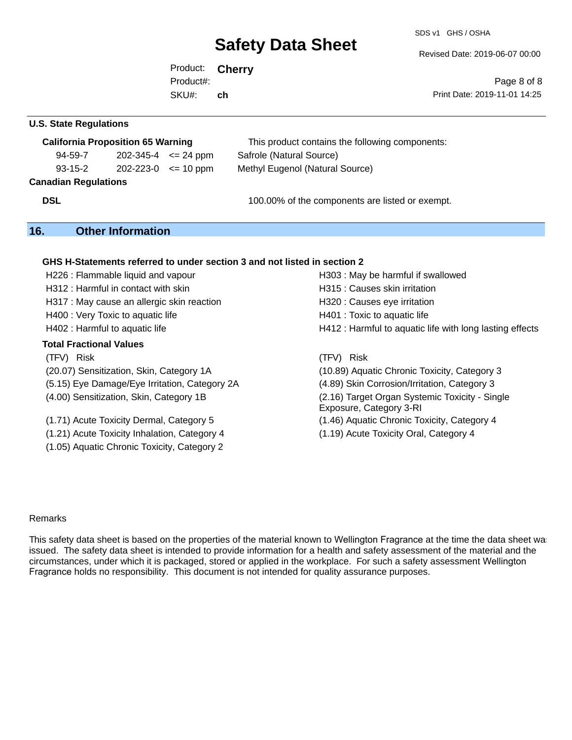### U.S. State Regulations

**California Proposition 65 Warning** — This product contains the following components:

| | | | |
|---|---|---|---|
| 94-59-7 | 202-345-4 | <= 24 ppm | Safrole (Natural Source) |
| 93-15-2 | 202-223-0 | <= 10 ppm | Methyl Eugenol (Natural Source) |

### Canadian Regulations

**DSL** — 100.00% of the components are listed or exempt.

## 16. Other Information

**GHS H-Statements referred to under section 3 and not listed in section 2**

H226 : Flammable liquid and vapour
H303 : May be harmful if swallowed
H312 : Harmful in contact with skin
H315 : Causes skin irritation
H317 : May cause an allergic skin reaction
H320 : Causes eye irritation
H400 : Very Toxic to aquatic life
H401 : Toxic to aquatic life
H402 : Harmful to aquatic life
H412 : Harmful to aquatic life with long lasting effects

**Total Fractional Values**

| (TFV) Risk | (TFV) Risk |
|---|---|
| (20.07) Sensitization, Skin, Category 1A | (10.89) Aquatic Chronic Toxicity, Category 3 |
| (5.15) Eye Damage/Eye Irritation, Category 2A | (4.89) Skin Corrosion/Irritation, Category 3 |
| (4.00) Sensitization, Skin, Category 1B | (2.16) Target Organ Systemic Toxicity - Single Exposure, Category 3-RI |
| (1.71) Acute Toxicity Dermal, Category 5 | (1.46) Aquatic Chronic Toxicity, Category 4 |
| (1.21) Acute Toxicity Inhalation, Category 4 | (1.19) Acute Toxicity Oral, Category 4 |
| (1.05) Aquatic Chronic Toxicity, Category 2 | |

Remarks

This safety data sheet is based on the properties of the material known to Wellington Fragrance at the time the data sheet was issued. The safety data sheet is intended to provide information for a health and safety assessment of the material and the circumstances, under which it is packaged, stored or applied in the workplace. For such a safety assessment Wellington Fragrance holds no responsibility. This document is not intended for quality assurance purposes.